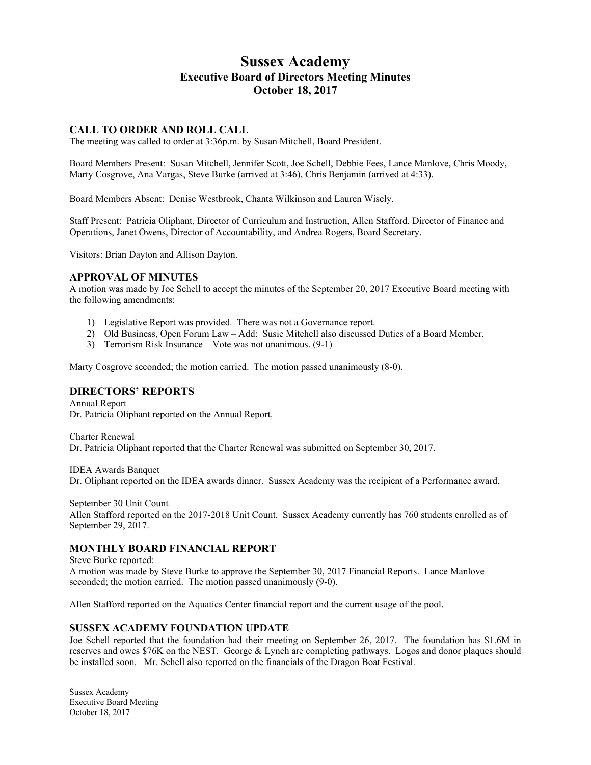# Sussex Academy

## Executive Board of Directors Meeting Minutes

## October 18, 2017

### CALL TO ORDER AND ROLL CALL

The meeting was called to order at 3:36p.m. by Susan Mitchell, Board President.

Board Members Present: Susan Mitchell, Jennifer Scott, Joe Schell, Debbie Fees, Lance Manlove, Chris Moody, Marty Cosgrove, Ana Vargas, Steve Burke (arrived at 3:46), Chris Benjamin (arrived at 4:33).

Board Members Absent: Denise Westbrook, Chanta Wilkinson and Lauren Wisely.

Staff Present: Patricia Oliphant, Director of Curriculum and Instruction, Allen Stafford, Director of Finance and Operations, Janet Owens, Director of Accountability, and Andrea Rogers, Board Secretary.

Visitors: Brian Dayton and Allison Dayton.

### APPROVAL OF MINUTES

A motion was made by Joe Schell to accept the minutes of the September 20, 2017 Executive Board meeting with the following amendments:

1) Legislative Report was provided. There was not a Governance report.
2) Old Business, Open Forum Law – Add: Susie Mitchell also discussed Duties of a Board Member.
3) Terrorism Risk Insurance – Vote was not unanimous. (9-1)

Marty Cosgrove seconded; the motion carried. The motion passed unanimously (8-0).

### DIRECTORS' REPORTS

Annual Report
Dr. Patricia Oliphant reported on the Annual Report.

Charter Renewal
Dr. Patricia Oliphant reported that the Charter Renewal was submitted on September 30, 2017.

IDEA Awards Banquet
Dr. Oliphant reported on the IDEA awards dinner. Sussex Academy was the recipient of a Performance award.

September 30 Unit Count
Allen Stafford reported on the 2017-2018 Unit Count. Sussex Academy currently has 760 students enrolled as of September 29, 2017.

### MONTHLY BOARD FINANCIAL REPORT

Steve Burke reported:
A motion was made by Steve Burke to approve the September 30, 2017 Financial Reports. Lance Manlove seconded; the motion carried. The motion passed unanimously (9-0).

Allen Stafford reported on the Aquatics Center financial report and the current usage of the pool.

### SUSSEX ACADEMY FOUNDATION UPDATE

Joe Schell reported that the foundation had their meeting on September 26, 2017. The foundation has $1.6M in reserves and owes $76K on the NEST. George & Lynch are completing pathways. Logos and donor plaques should be installed soon. Mr. Schell also reported on the financials of the Dragon Boat Festival.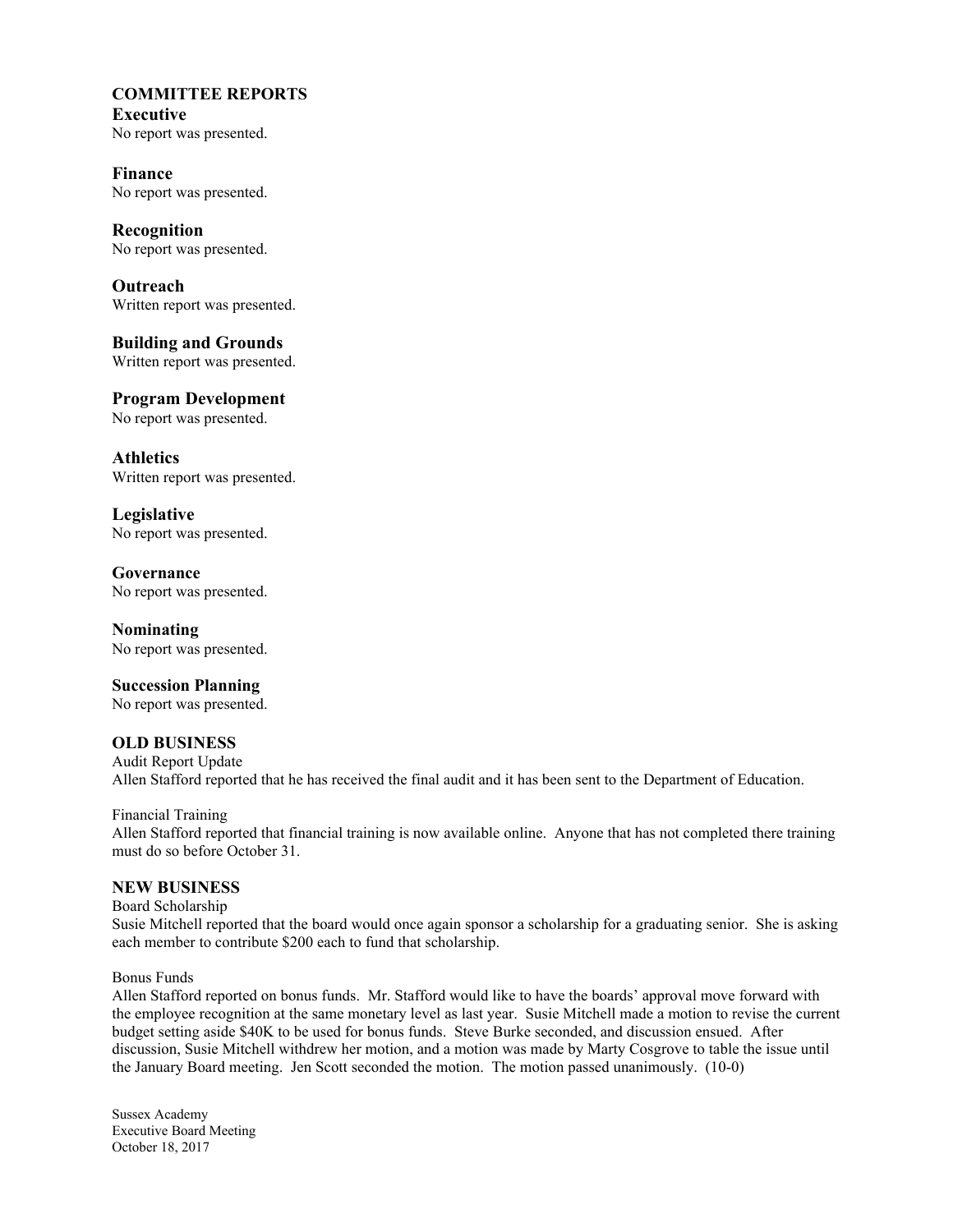## COMMITTEE REPORTS

### Executive
No report was presented.

### Finance
No report was presented.

### Recognition
No report was presented.

### Outreach
Written report was presented.

### Building and Grounds
Written report was presented.

### Program Development
No report was presented.

### Athletics
Written report was presented.

### Legislative
No report was presented.

### Governance
No report was presented.

### Nominating
No report was presented.

### Succession Planning
No report was presented.

## OLD BUSINESS

Audit Report Update
Allen Stafford reported that he has received the final audit and it has been sent to the Department of Education.

Financial Training
Allen Stafford reported that financial training is now available online. Anyone that has not completed there training must do so before October 31.

## NEW BUSINESS

Board Scholarship
Susie Mitchell reported that the board would once again sponsor a scholarship for a graduating senior. She is asking each member to contribute $200 each to fund that scholarship.

Bonus Funds
Allen Stafford reported on bonus funds. Mr. Stafford would like to have the boards' approval move forward with the employee recognition at the same monetary level as last year. Susie Mitchell made a motion to revise the current budget setting aside $40K to be used for bonus funds. Steve Burke seconded, and discussion ensued. After discussion, Susie Mitchell withdrew her motion, and a motion was made by Marty Cosgrove to table the issue until the January Board meeting. Jen Scott seconded the motion. The motion passed unanimously. (10-0)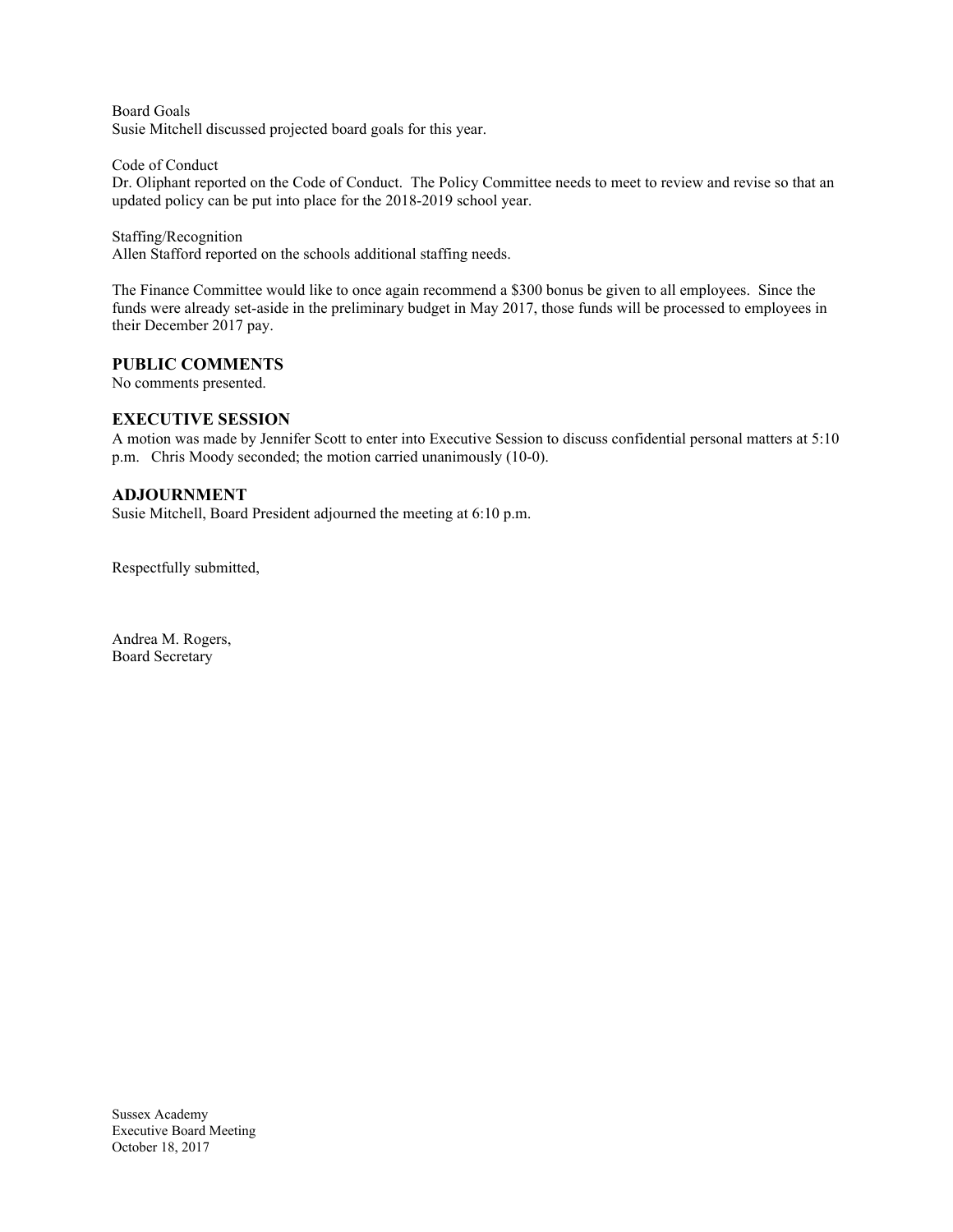Board Goals
Susie Mitchell discussed projected board goals for this year.

Code of Conduct
Dr. Oliphant reported on the Code of Conduct. The Policy Committee needs to meet to review and revise so that an updated policy can be put into place for the 2018-2019 school year.

Staffing/Recognition
Allen Stafford reported on the schools additional staffing needs.

The Finance Committee would like to once again recommend a $300 bonus be given to all employees. Since the funds were already set-aside in the preliminary budget in May 2017, those funds will be processed to employees in their December 2017 pay.

## PUBLIC COMMENTS

No comments presented.

## EXECUTIVE SESSION

A motion was made by Jennifer Scott to enter into Executive Session to discuss confidential personal matters at 5:10 p.m. Chris Moody seconded; the motion carried unanimously (10-0).

## ADJOURNMENT

Susie Mitchell, Board President adjourned the meeting at 6:10 p.m.

Respectfully submitted,

Andrea M. Rogers,
Board Secretary